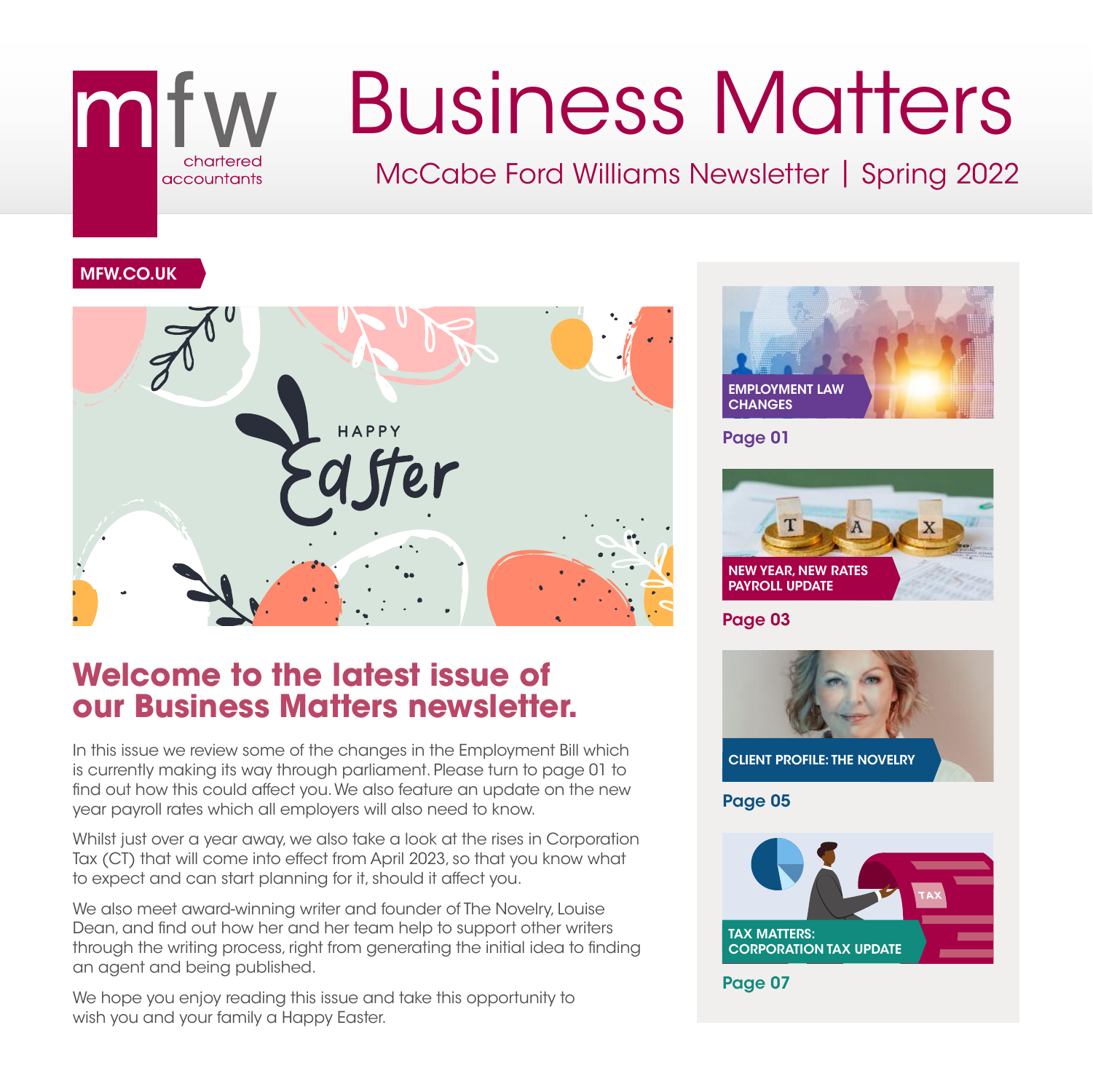# Business Matters

McCabe Ford Williams Newsletter | Spring 2022

mfw chartered accountants

MFW.CO.UK

## Welcome to the latest issue of our Business Matters newsletter.

In this issue we review some of the changes in the Employment Bill which is currently making its way through parliament. Please turn to page 01 to find out how this could affect you. We also feature an update on the new year payroll rates which all employers will also need to know.

Whilst just over a year away, we also take a look at the rises in Corporation Tax (CT) that will come into effect from April 2023, so that you know what to expect and can start planning for it, should it affect you.

We also meet award-winning writer and founder of The Novelry, Louise Dean, and find out how her and her team help to support other writers through the writing process, right from generating the initial idea to finding an agent and being published.

We hope you enjoy reading this issue and take this opportunity to wish you and your family a Happy Easter.

**EMPLOYMENT LAW CHANGES**
Page 01

**NEW YEAR, NEW RATES PAYROLL UPDATE**
Page 03

**CLIENT PROFILE: THE NOVELRY**
Page 05

**TAX MATTERS: CORPORATION TAX UPDATE**
Page 07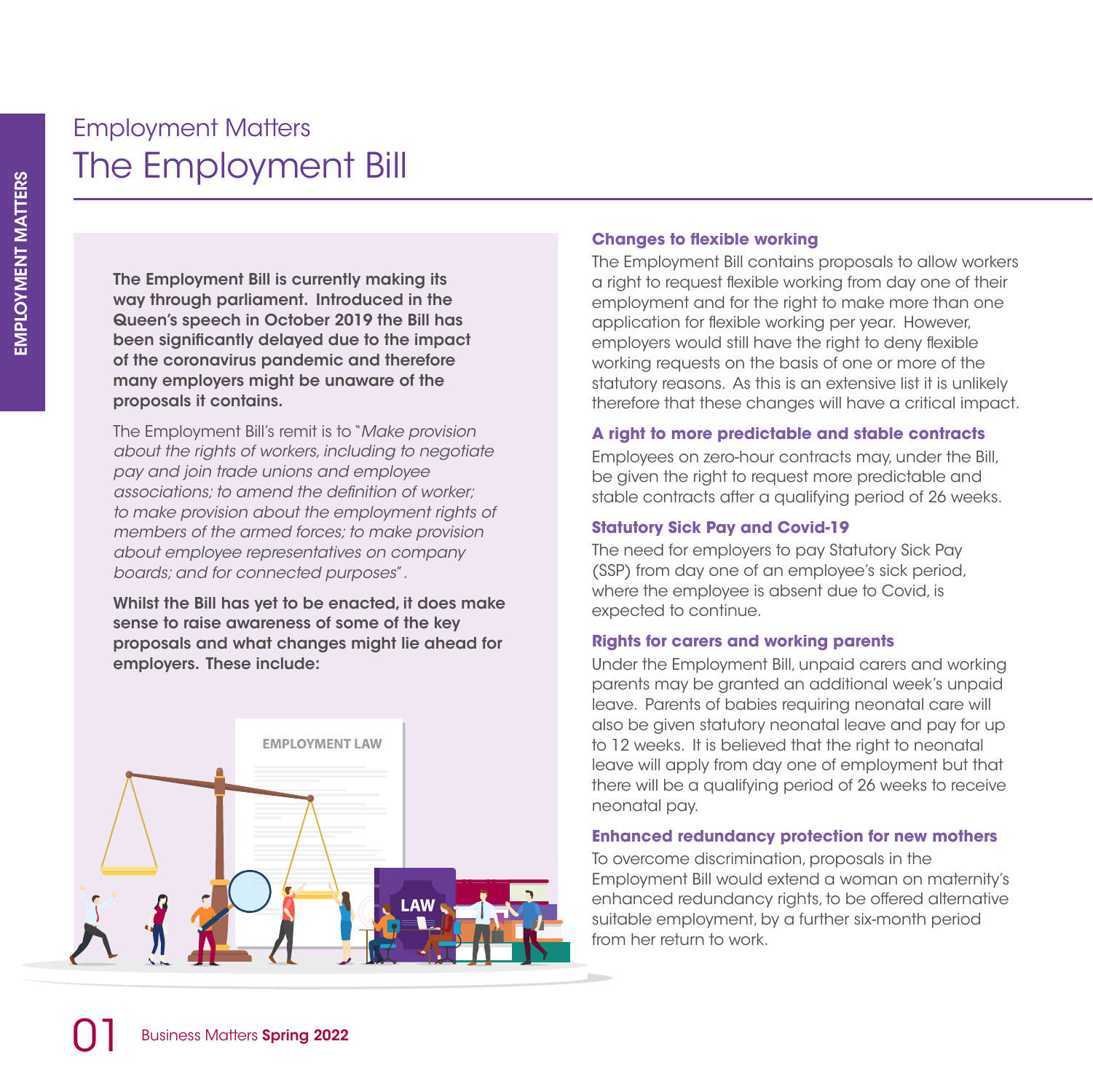# Employment Matters
# The Employment Bill

**The Employment Bill is currently making its way through parliament. Introduced in the Queen's speech in October 2019 the Bill has been significantly delayed due to the impact of the coronavirus pandemic and therefore many employers might be unaware of the proposals it contains.**

The Employment Bill's remit is to "*Make provision about the rights of workers, including to negotiate pay and join trade unions and employee associations; to amend the definition of worker; to make provision about the employment rights of members of the armed forces; to make provision about employee representatives on company boards; and for connected purposes*".

**Whilst the Bill has yet to be enacted, it does make sense to raise awareness of some of the key proposals and what changes might lie ahead for employers. These include:**

### Changes to flexible working

The Employment Bill contains proposals to allow workers a right to request flexible working from day one of their employment and for the right to make more than one application for flexible working per year. However, employers would still have the right to deny flexible working requests on the basis of one or more of the statutory reasons. As this is an extensive list it is unlikely therefore that these changes will have a critical impact.

### A right to more predictable and stable contracts

Employees on zero-hour contracts may, under the Bill, be given the right to request more predictable and stable contracts after a qualifying period of 26 weeks.

### Statutory Sick Pay and Covid-19

The need for employers to pay Statutory Sick Pay (SSP) from day one of an employee's sick period, where the employee is absent due to Covid, is expected to continue.

### Rights for carers and working parents

Under the Employment Bill, unpaid carers and working parents may be granted an additional week's unpaid leave. Parents of babies requiring neonatal care will also be given statutory neonatal leave and pay for up to 12 weeks. It is believed that the right to neonatal leave will apply from day one of employment but that there will be a qualifying period of 26 weeks to receive neonatal pay.

### Enhanced redundancy protection for new mothers

To overcome discrimination, proposals in the Employment Bill would extend a woman on maternity's enhanced redundancy rights, to be offered alternative suitable employment, by a further six-month period from her return to work.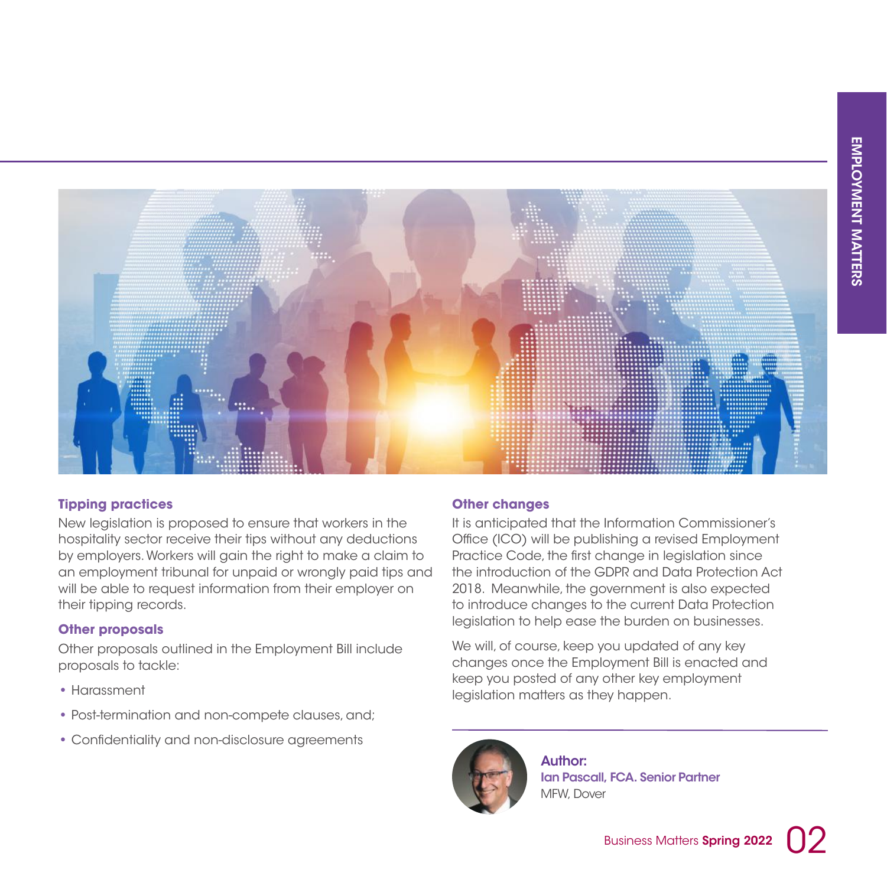### Tipping practices

New legislation is proposed to ensure that workers in the hospitality sector receive their tips without any deductions by employers. Workers will gain the right to make a claim to an employment tribunal for unpaid or wrongly paid tips and will be able to request information from their employer on their tipping records.

### Other proposals

Other proposals outlined in the Employment Bill include proposals to tackle:

- Harassment
- Post-termination and non-compete clauses, and;
- Confidentiality and non-disclosure agreements

### Other changes

It is anticipated that the Information Commissioner's Office (ICO) will be publishing a revised Employment Practice Code, the first change in legislation since the introduction of the GDPR and Data Protection Act 2018. Meanwhile, the government is also expected to introduce changes to the current Data Protection legislation to help ease the burden on businesses.

We will, of course, keep you updated of any key changes once the Employment Bill is enacted and keep you posted of any other key employment legislation matters as they happen.

**Author:**
**Ian Pascall, FCA. Senior Partner**
MFW, Dover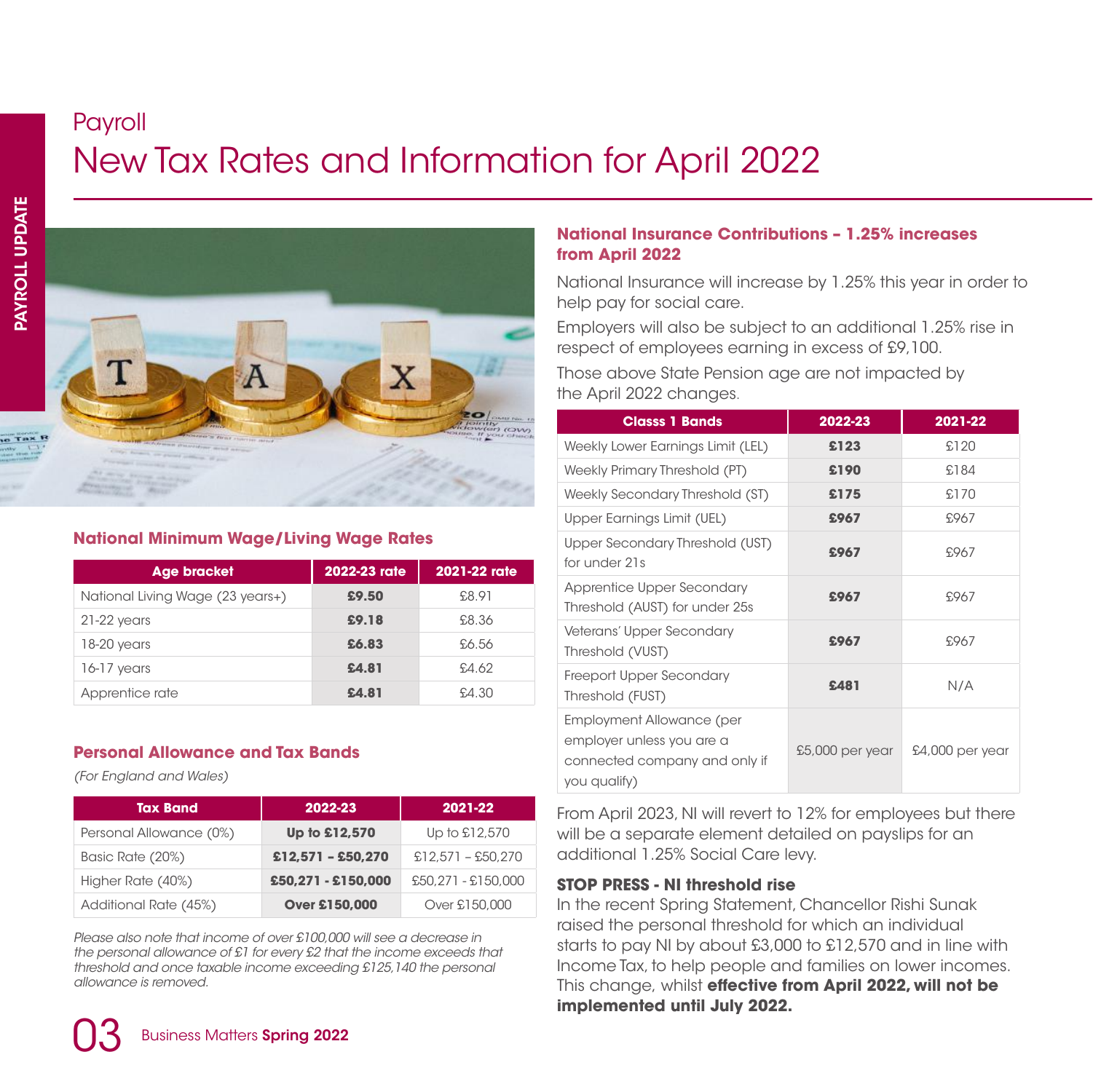Payroll

# New Tax Rates and Information for April 2022

### National Minimum Wage/Living Wage Rates

| Age bracket | 2022-23 rate | 2021-22 rate |
|---|---|---|
| National Living Wage (23 years+) | **£9.50** | £8.91 |
| 21-22 years | **£9.18** | £8.36 |
| 18-20 years | **£6.83** | £6.56 |
| 16-17 years | **£4.81** | £4.62 |
| Apprentice rate | **£4.81** | £4.30 |

### Personal Allowance and Tax Bands

*(For England and Wales)*

| Tax Band | 2022-23 | 2021-22 |
|---|---|---|
| Personal Allowance (0%) | **Up to £12,570** | Up to £12,570 |
| Basic Rate (20%) | **£12,571 – £50,270** | £12,571 – £50,270 |
| Higher Rate (40%) | **£50,271 - £150,000** | £50,271 - £150,000 |
| Additional Rate (45%) | **Over £150,000** | Over £150,000 |

*Please also note that income of over £100,000 will see a decrease in the personal allowance of £1 for every £2 that the income exceeds that threshold and once taxable income exceeding £125,140 the personal allowance is removed.*

### National Insurance Contributions – 1.25% increases from April 2022

National Insurance will increase by 1.25% this year in order to help pay for social care.

Employers will also be subject to an additional 1.25% rise in respect of employees earning in excess of £9,100.

Those above State Pension age are not impacted by the April 2022 changes.

| Class 1 Bands | 2022-23 | 2021-22 |
|---|---|---|
| Weekly Lower Earnings Limit (LEL) | **£123** | £120 |
| Weekly Primary Threshold (PT) | **£190** | £184 |
| Weekly Secondary Threshold (ST) | **£175** | £170 |
| Upper Earnings Limit (UEL) | **£967** | £967 |
| Upper Secondary Threshold (UST) for under 21s | **£967** | £967 |
| Apprentice Upper Secondary Threshold (AUST) for under 25s | **£967** | £967 |
| Veterans' Upper Secondary Threshold (VUST) | **£967** | £967 |
| Freeport Upper Secondary Threshold (FUST) | **£481** | N/A |
| Employment Allowance (per employer unless you are a connected company and only if you qualify) | £5,000 per year | £4,000 per year |

From April 2023, NI will revert to 12% for employees but there will be a separate element detailed on payslips for an additional 1.25% Social Care levy.

**STOP PRESS - NI threshold rise**

In the recent Spring Statement, Chancellor Rishi Sunak raised the personal threshold for which an individual starts to pay NI by about £3,000 to £12,570 and in line with Income Tax, to help people and families on lower incomes. This change, whilst **effective from April 2022, will not be implemented until July 2022.**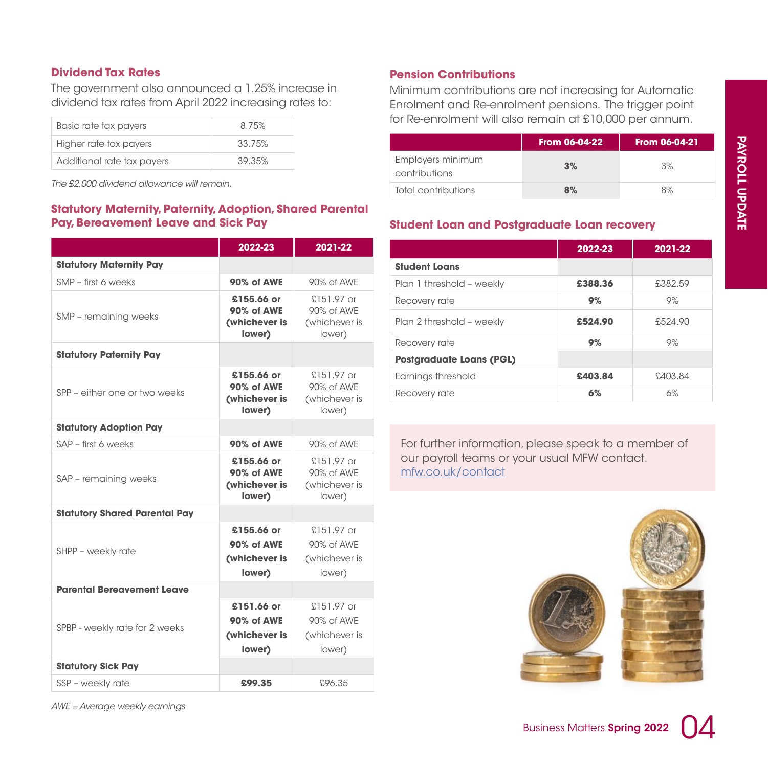## Dividend Tax Rates

The government also announced a 1.25% increase in dividend tax rates from April 2022 increasing rates to:

| | |
|---|---|
| Basic rate tax payers | 8.75% |
| Higher rate tax payers | 33.75% |
| Additional rate tax payers | 39.35% |

*The £2,000 dividend allowance will remain.*

## Statutory Maternity, Paternity, Adoption, Shared Parental Pay, Bereavement Leave and Sick Pay

| | 2022-23 | 2021-22 |
|---|---|---|
| **Statutory Maternity Pay** | | |
| SMP – first 6 weeks | **90% of AWE** | 90% of AWE |
| SMP – remaining weeks | **£155.66 or 90% of AWE (whichever is lower)** | £151.97 or 90% of AWE (whichever is lower) |
| **Statutory Paternity Pay** | | |
| SPP – either one or two weeks | **£155.66 or 90% of AWE (whichever is lower)** | £151.97 or 90% of AWE (whichever is lower) |
| **Statutory Adoption Pay** | | |
| SAP – first 6 weeks | **90% of AWE** | 90% of AWE |
| SAP – remaining weeks | **£155.66 or 90% of AWE (whichever is lower)** | £151.97 or 90% of AWE (whichever is lower) |
| **Statutory Shared Parental Pay** | | |
| SHPP – weekly rate | **£155.66 or 90% of AWE (whichever is lower)** | £151.97 or 90% of AWE (whichever is lower) |
| **Parental Bereavement Leave** | | |
| SPBP - weekly rate for 2 weeks | **£151.66 or 90% of AWE (whichever is lower)** | £151.97 or 90% of AWE (whichever is lower) |
| **Statutory Sick Pay** | | |
| SSP – weekly rate | **£99.35** | £96.35 |

*AWE = Average weekly earnings*

## Pension Contributions

Minimum contributions are not increasing for Automatic Enrolment and Re-enrolment pensions. The trigger point for Re-enrolment will also remain at £10,000 per annum.

| | From 06-04-22 | From 06-04-21 |
|---|---|---|
| Employers minimum contributions | **3%** | 3% |
| Total contributions | **8%** | 8% |

## Student Loan and Postgraduate Loan recovery

| | 2022-23 | 2021-22 |
|---|---|---|
| **Student Loans** | | |
| Plan 1 threshold – weekly | **£388.36** | £382.59 |
| Recovery rate | **9%** | 9% |
| Plan 2 threshold – weekly | **£524.90** | £524.90 |
| Recovery rate | **9%** | 9% |
| **Postgraduate Loans (PGL)** | | |
| Earnings threshold | **£403.84** | £403.84 |
| Recovery rate | **6%** | 6% |

For further information, please speak to a member of our payroll teams or your usual MFW contact. mfw.co.uk/contact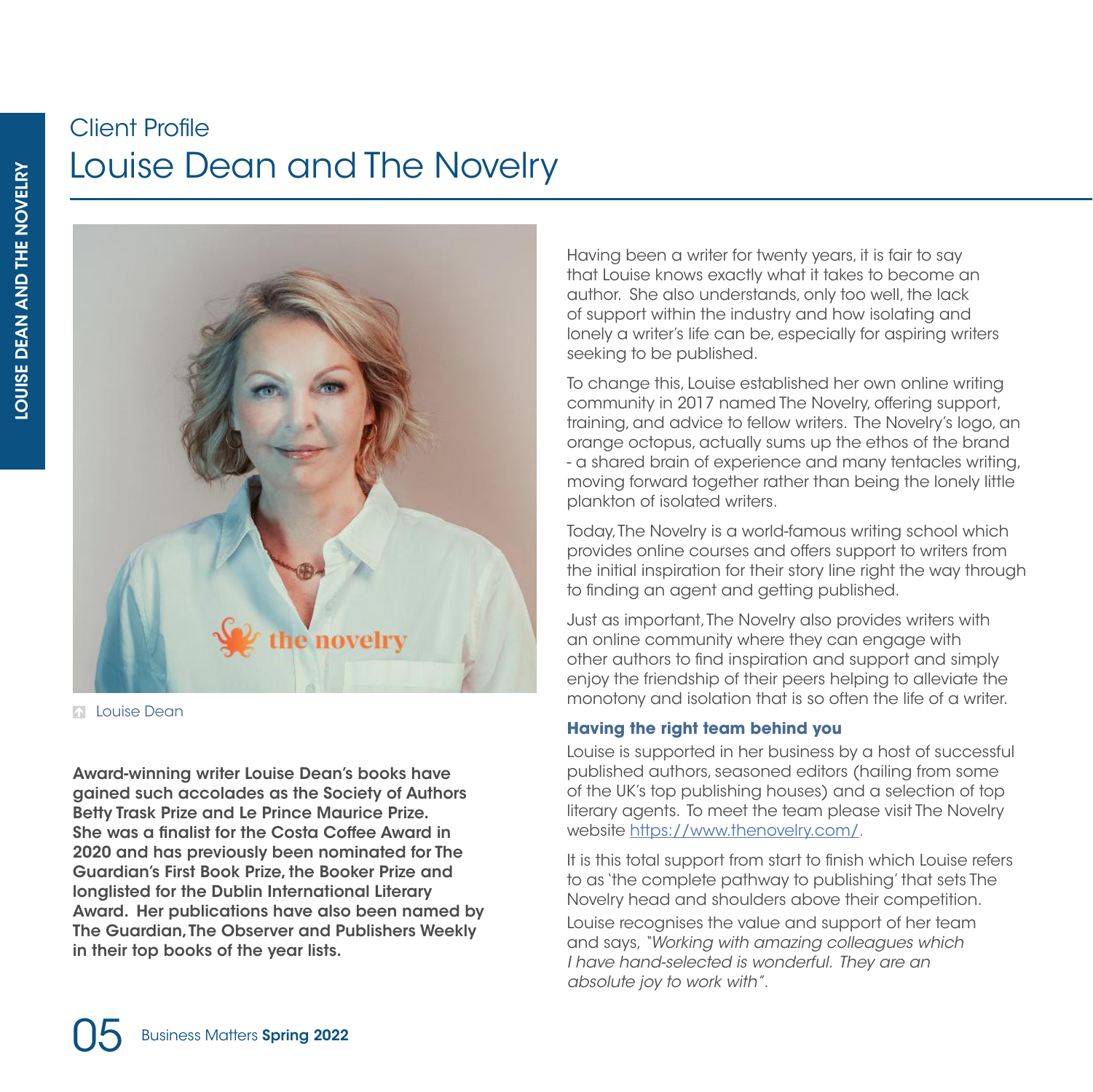# Client Profile
# Louise Dean and The Novelry

Louise Dean

**Award-winning writer Louise Dean's books have gained such accolades as the Society of Authors Betty Trask Prize and Le Prince Maurice Prize. She was a finalist for the Costa Coffee Award in 2020 and has previously been nominated for The Guardian's First Book Prize, the Booker Prize and longlisted for the Dublin International Literary Award. Her publications have also been named by The Guardian, The Observer and Publishers Weekly in their top books of the year lists.**

Having been a writer for twenty years, it is fair to say that Louise knows exactly what it takes to become an author. She also understands, only too well, the lack of support within the industry and how isolating and lonely a writer's life can be, especially for aspiring writers seeking to be published.

To change this, Louise established her own online writing community in 2017 named The Novelry, offering support, training, and advice to fellow writers. The Novelry's logo, an orange octopus, actually sums up the ethos of the brand - a shared brain of experience and many tentacles writing, moving forward together rather than being the lonely little plankton of isolated writers.

Today, The Novelry is a world-famous writing school which provides online courses and offers support to writers from the initial inspiration for their story line right the way through to finding an agent and getting published.

Just as important, The Novelry also provides writers with an online community where they can engage with other authors to find inspiration and support and simply enjoy the friendship of their peers helping to alleviate the monotony and isolation that is so often the life of a writer.

### Having the right team behind you

Louise is supported in her business by a host of successful published authors, seasoned editors (hailing from some of the UK's top publishing houses) and a selection of top literary agents. To meet the team please visit The Novelry website https://www.thenovelry.com/.

It is this total support from start to finish which Louise refers to as 'the complete pathway to publishing' that sets The Novelry head and shoulders above their competition.

Louise recognises the value and support of her team and says, *"Working with amazing colleagues which I have hand-selected is wonderful. They are an absolute joy to work with".*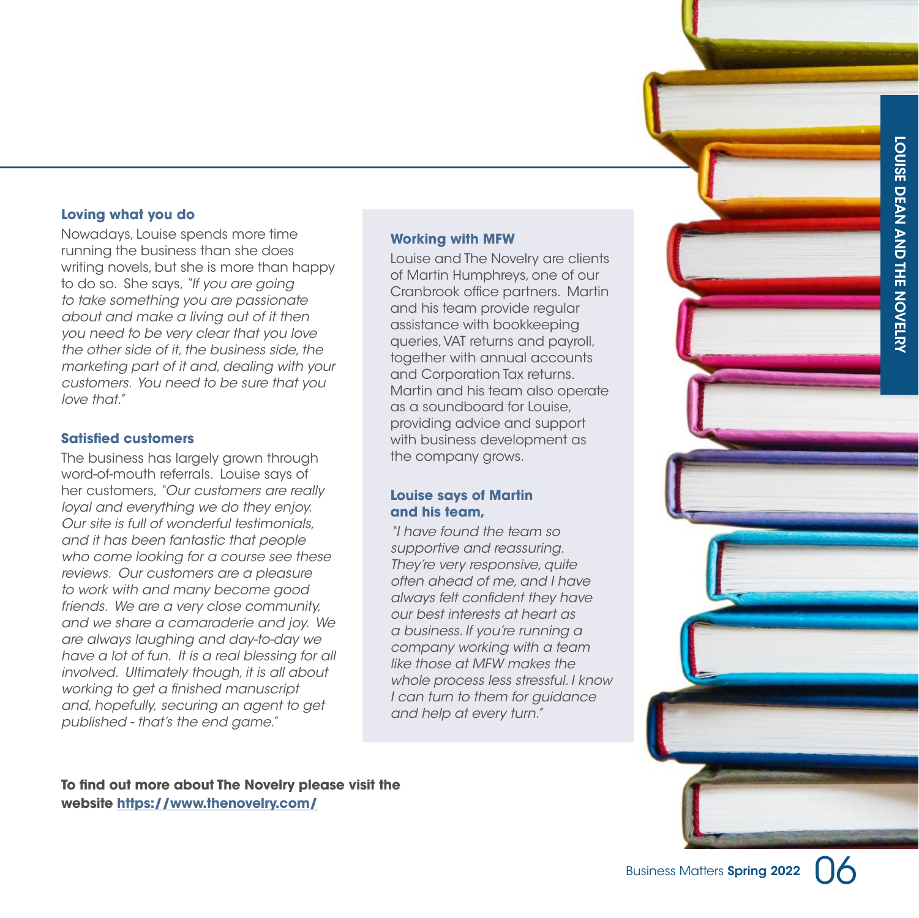### Loving what you do

Nowadays, Louise spends more time running the business than she does writing novels, but she is more than happy to do so. She says, *"If you are going to take something you are passionate about and make a living out of it then you need to be very clear that you love the other side of it, the business side, the marketing part of it and, dealing with your customers. You need to be sure that you love that."*

### Satisfied customers

The business has largely grown through word-of-mouth referrals. Louise says of her customers, *"Our customers are really loyal and everything we do they enjoy. Our site is full of wonderful testimonials, and it has been fantastic that people who come looking for a course see these reviews. Our customers are a pleasure to work with and many become good friends. We are a very close community, and we share a camaraderie and joy. We are always laughing and day-to-day we have a lot of fun. It is a real blessing for all involved. Ultimately though, it is all about working to get a finished manuscript and, hopefully, securing an agent to get published - that's the end game."*

### Working with MFW

Louise and The Novelry are clients of Martin Humphreys, one of our Cranbrook office partners. Martin and his team provide regular assistance with bookkeeping queries, VAT returns and payroll, together with annual accounts and Corporation Tax returns. Martin and his team also operate as a soundboard for Louise, providing advice and support with business development as the company grows.

### Louise says of Martin and his team,

*"I have found the team so supportive and reassuring. They're very responsive, quite often ahead of me, and I have always felt confident they have our best interests at heart as a business. If you're running a company working with a team like those at MFW makes the whole process less stressful. I know I can turn to them for guidance and help at every turn."*

**To find out more about The Novelry please visit the website [https://www.thenovelry.com/](https://www.thenovelry.com/)**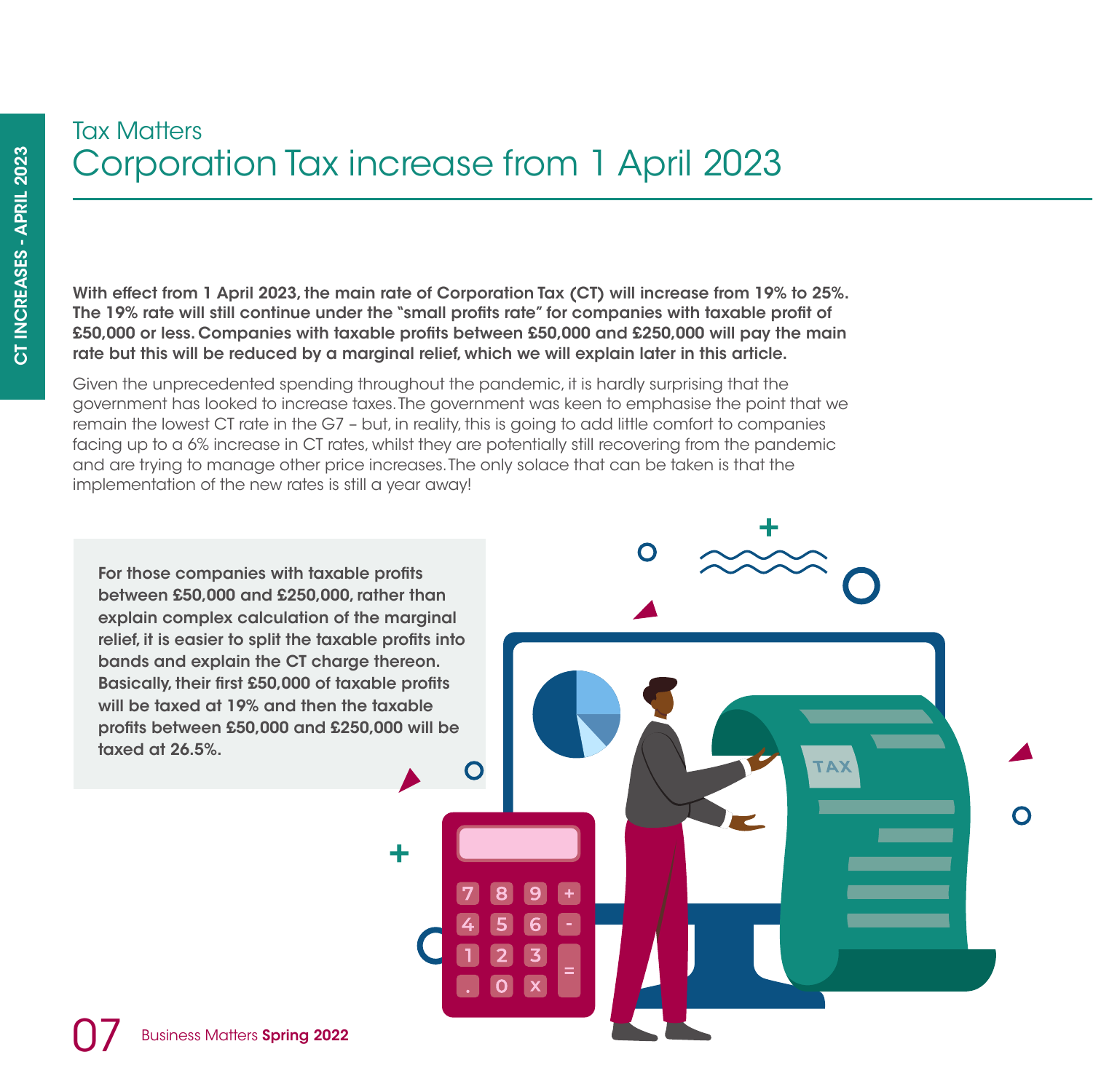Tax Matters

# Corporation Tax increase from 1 April 2023

**With effect from 1 April 2023, the main rate of Corporation Tax (CT) will increase from 19% to 25%. The 19% rate will still continue under the "small profits rate" for companies with taxable profit of £50,000 or less. Companies with taxable profits between £50,000 and £250,000 will pay the main rate but this will be reduced by a marginal relief, which we will explain later in this article.**

Given the unprecedented spending throughout the pandemic, it is hardly surprising that the government has looked to increase taxes. The government was keen to emphasise the point that we remain the lowest CT rate in the G7 – but, in reality, this is going to add little comfort to companies facing up to a 6% increase in CT rates, whilst they are potentially still recovering from the pandemic and are trying to manage other price increases. The only solace that can be taken is that the implementation of the new rates is still a year away!

**For those companies with taxable profits between £50,000 and £250,000, rather than explain complex calculation of the marginal relief, it is easier to split the taxable profits into bands and explain the CT charge thereon. Basically, their first £50,000 of taxable profits will be taxed at 19% and then the taxable profits between £50,000 and £250,000 will be taxed at 26.5%.**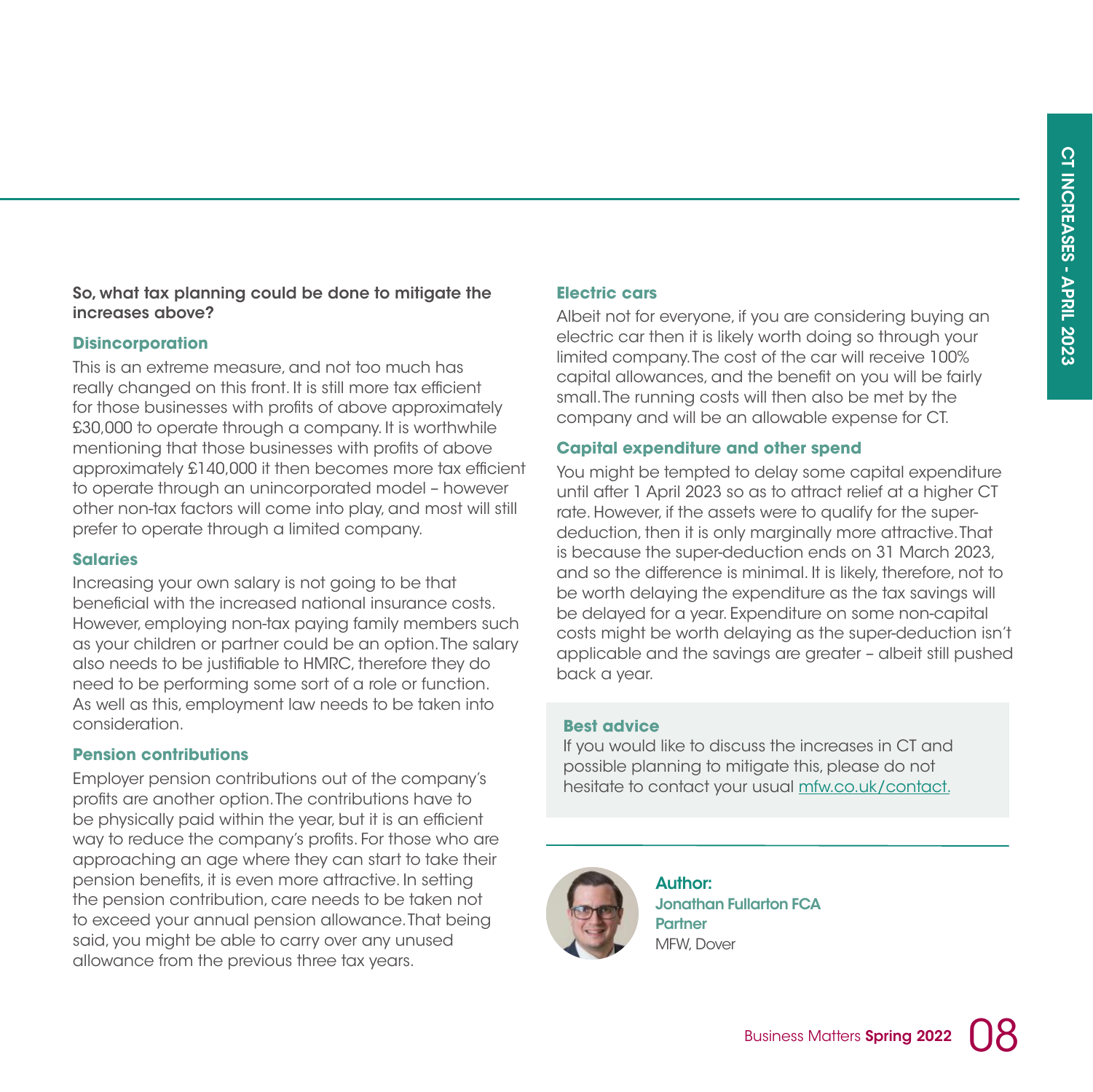**So, what tax planning could be done to mitigate the increases above?**

### Disincorporation

This is an extreme measure, and not too much has really changed on this front. It is still more tax efficient for those businesses with profits of above approximately £30,000 to operate through a company. It is worthwhile mentioning that those businesses with profits of above approximately £140,000 it then becomes more tax efficient to operate through an unincorporated model – however other non-tax factors will come into play, and most will still prefer to operate through a limited company.

### Salaries

Increasing your own salary is not going to be that beneficial with the increased national insurance costs. However, employing non-tax paying family members such as your children or partner could be an option. The salary also needs to be justifiable to HMRC, therefore they do need to be performing some sort of a role or function. As well as this, employment law needs to be taken into consideration.

### Pension contributions

Employer pension contributions out of the company's profits are another option. The contributions have to be physically paid within the year, but it is an efficient way to reduce the company's profits. For those who are approaching an age where they can start to take their pension benefits, it is even more attractive. In setting the pension contribution, care needs to be taken not to exceed your annual pension allowance. That being said, you might be able to carry over any unused allowance from the previous three tax years.

### Electric cars

Albeit not for everyone, if you are considering buying an electric car then it is likely worth doing so through your limited company. The cost of the car will receive 100% capital allowances, and the benefit on you will be fairly small. The running costs will then also be met by the company and will be an allowable expense for CT.

### Capital expenditure and other spend

You might be tempted to delay some capital expenditure until after 1 April 2023 so as to attract relief at a higher CT rate. However, if the assets were to qualify for the super-deduction, then it is only marginally more attractive. That is because the super-deduction ends on 31 March 2023, and so the difference is minimal. It is likely, therefore, not to be worth delaying the expenditure as the tax savings will be delayed for a year. Expenditure on some non-capital costs might be worth delaying as the super-deduction isn't applicable and the savings are greater – albeit still pushed back a year.

### Best advice

If you would like to discuss the increases in CT and possible planning to mitigate this, please do not hesitate to contact your usual mfw.co.uk/contact.

**Author:**
**Jonathan Fullarton FCA**
**Partner**
MFW, Dover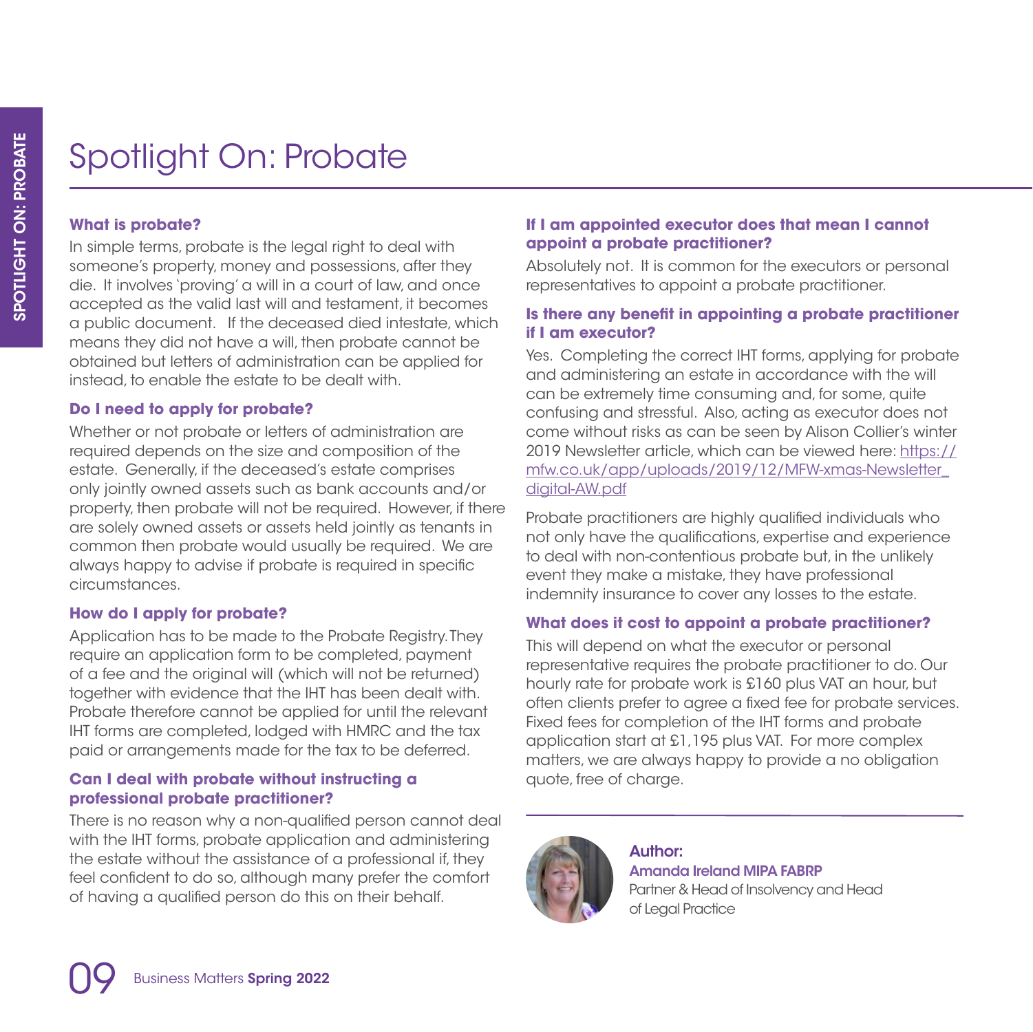# Spotlight On: Probate

### What is probate?

In simple terms, probate is the legal right to deal with someone's property, money and possessions, after they die. It involves 'proving' a will in a court of law, and once accepted as the valid last will and testament, it becomes a public document. If the deceased died intestate, which means they did not have a will, then probate cannot be obtained but letters of administration can be applied for instead, to enable the estate to be dealt with.

### Do I need to apply for probate?

Whether or not probate or letters of administration are required depends on the size and composition of the estate. Generally, if the deceased's estate comprises only jointly owned assets such as bank accounts and/or property, then probate will not be required. However, if there are solely owned assets or assets held jointly as tenants in common then probate would usually be required. We are always happy to advise if probate is required in specific circumstances.

### How do I apply for probate?

Application has to be made to the Probate Registry. They require an application form to be completed, payment of a fee and the original will (which will not be returned) together with evidence that the IHT has been dealt with. Probate therefore cannot be applied for until the relevant IHT forms are completed, lodged with HMRC and the tax paid or arrangements made for the tax to be deferred.

### Can I deal with probate without instructing a professional probate practitioner?

There is no reason why a non-qualified person cannot deal with the IHT forms, probate application and administering the estate without the assistance of a professional if, they feel confident to do so, although many prefer the comfort of having a qualified person do this on their behalf.

### If I am appointed executor does that mean I cannot appoint a probate practitioner?

Absolutely not. It is common for the executors or personal representatives to appoint a probate practitioner.

### Is there any benefit in appointing a probate practitioner if I am executor?

Yes. Completing the correct IHT forms, applying for probate and administering an estate in accordance with the will can be extremely time consuming and, for some, quite confusing and stressful. Also, acting as executor does not come without risks as can be seen by Alison Collier's winter 2019 Newsletter article, which can be viewed here: https://mfw.co.uk/app/uploads/2019/12/MFW-xmas-Newsletter_digital-AW.pdf

Probate practitioners are highly qualified individuals who not only have the qualifications, expertise and experience to deal with non-contentious probate but, in the unlikely event they make a mistake, they have professional indemnity insurance to cover any losses to the estate.

### What does it cost to appoint a probate practitioner?

This will depend on what the executor or personal representative requires the probate practitioner to do. Our hourly rate for probate work is £160 plus VAT an hour, but often clients prefer to agree a fixed fee for probate services. Fixed fees for completion of the IHT forms and probate application start at £1,195 plus VAT. For more complex matters, we are always happy to provide a no obligation quote, free of charge.

---

**Author:**
**Amanda Ireland MIPA FABRP**
Partner & Head of Insolvency and Head of Legal Practice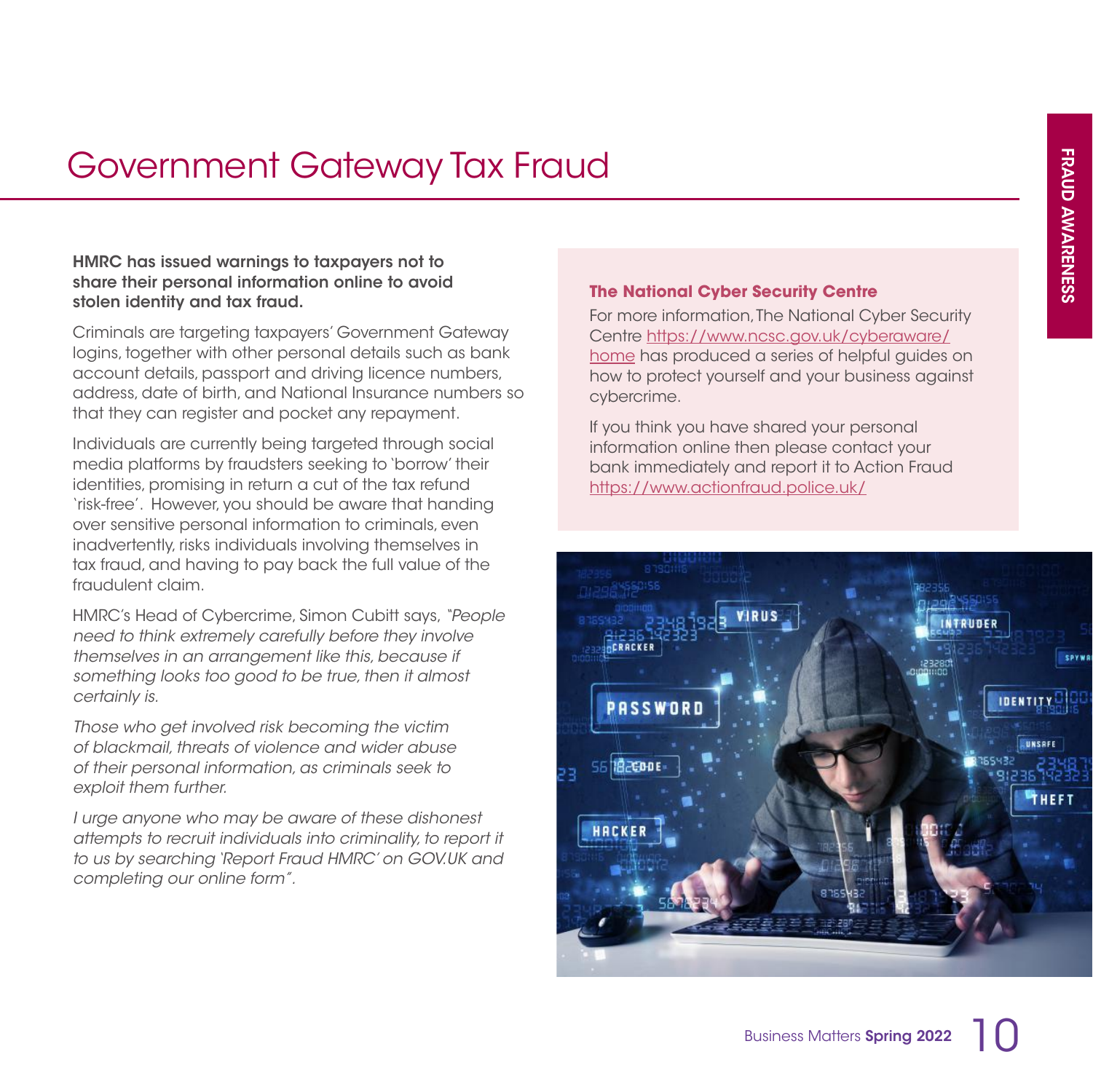# Government Gateway Tax Fraud

**HMRC has issued warnings to taxpayers not to share their personal information online to avoid stolen identity and tax fraud.**

Criminals are targeting taxpayers' Government Gateway logins, together with other personal details such as bank account details, passport and driving licence numbers, address, date of birth, and National Insurance numbers so that they can register and pocket any repayment.

Individuals are currently being targeted through social media platforms by fraudsters seeking to 'borrow' their identities, promising in return a cut of the tax refund 'risk-free'. However, you should be aware that handing over sensitive personal information to criminals, even inadvertently, risks individuals involving themselves in tax fraud, and having to pay back the full value of the fraudulent claim.

HMRC's Head of Cybercrime, Simon Cubitt says, *"People need to think extremely carefully before they involve themselves in an arrangement like this, because if something looks too good to be true, then it almost certainly is.*

*Those who get involved risk becoming the victim of blackmail, threats of violence and wider abuse of their personal information, as criminals seek to exploit them further.*

*I urge anyone who may be aware of these dishonest attempts to recruit individuals into criminality, to report it to us by searching 'Report Fraud HMRC' on GOV.UK and completing our online form".*

### The National Cyber Security Centre

For more information, The National Cyber Security Centre https://www.ncsc.gov.uk/cyberaware/home has produced a series of helpful guides on how to protect yourself and your business against cybercrime.

If you think you have shared your personal information online then please contact your bank immediately and report it to Action Fraud https://www.actionfraud.police.uk/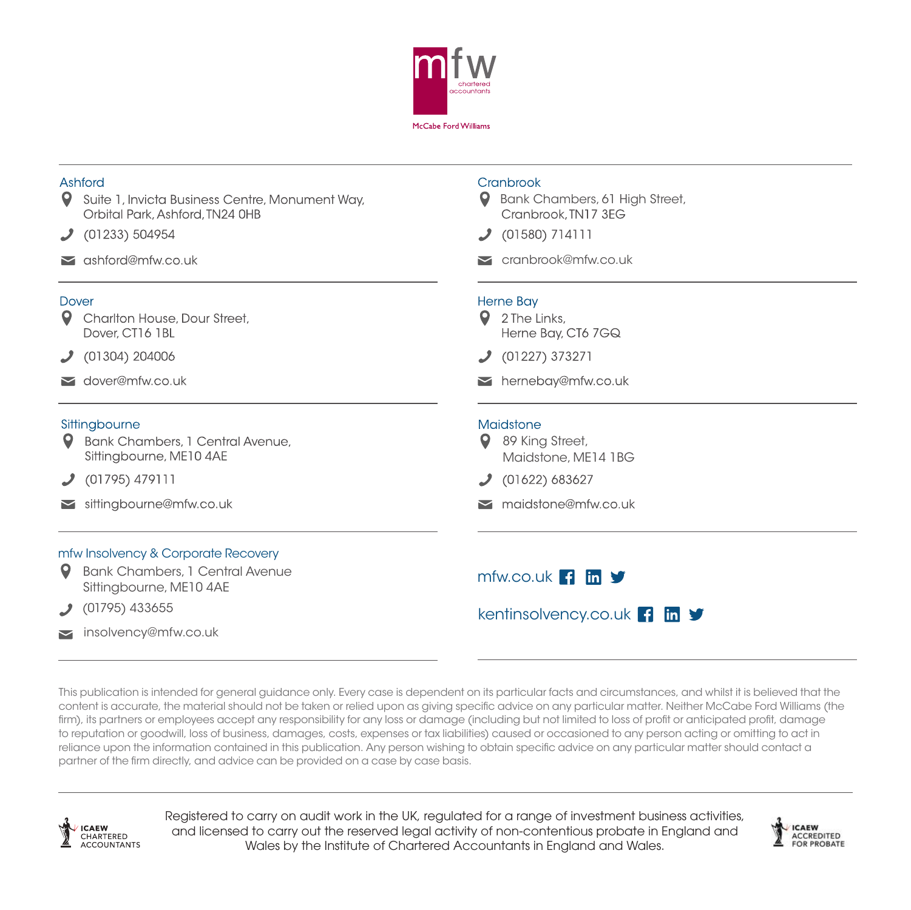mfw
chartered accountants

McCabe Ford Williams

### Ashford

Suite 1, Invicta Business Centre, Monument Way,
Orbital Park, Ashford, TN24 0HB

(01233) 504954

ashford@mfw.co.uk

### Cranbrook

Bank Chambers, 61 High Street,
Cranbrook, TN17 3EG

(01580) 714111

cranbrook@mfw.co.uk

### Dover

Charlton House, Dour Street,
Dover, CT16 1BL

(01304) 204006

dover@mfw.co.uk

### Herne Bay

2 The Links,
Herne Bay, CT6 7GQ

(01227) 373271

hernebay@mfw.co.uk

### Sittingbourne

Bank Chambers, 1 Central Avenue,
Sittingbourne, ME10 4AE

(01795) 479111

sittingbourne@mfw.co.uk

### Maidstone

89 King Street,
Maidstone, ME14 1BG

(01622) 683627

maidstone@mfw.co.uk

### mfw Insolvency & Corporate Recovery

Bank Chambers, 1 Central Avenue
Sittingbourne, ME10 4AE

(01795) 433655

insolvency@mfw.co.uk

mfw.co.uk

kentinsolvency.co.uk

This publication is intended for general guidance only. Every case is dependent on its particular facts and circumstances, and whilst it is believed that the content is accurate, the material should not be taken or relied upon as giving specific advice on any particular matter. Neither McCabe Ford Williams (the firm), its partners or employees accept any responsibility for any loss or damage (including but not limited to loss of profit or anticipated profit, damage to reputation or goodwill, loss of business, damages, costs, expenses or tax liabilities) caused or occasioned to any person acting or omitting to act in reliance upon the information contained in this publication. Any person wishing to obtain specific advice on any particular matter should contact a partner of the firm directly, and advice can be provided on a case by case basis.

ICAEW CHARTERED ACCOUNTANTS

Registered to carry on audit work in the UK, regulated for a range of investment business activities, and licensed to carry out the reserved legal activity of non-contentious probate in England and Wales by the Institute of Chartered Accountants in England and Wales.

ICAEW ACCREDITED FOR PROBATE